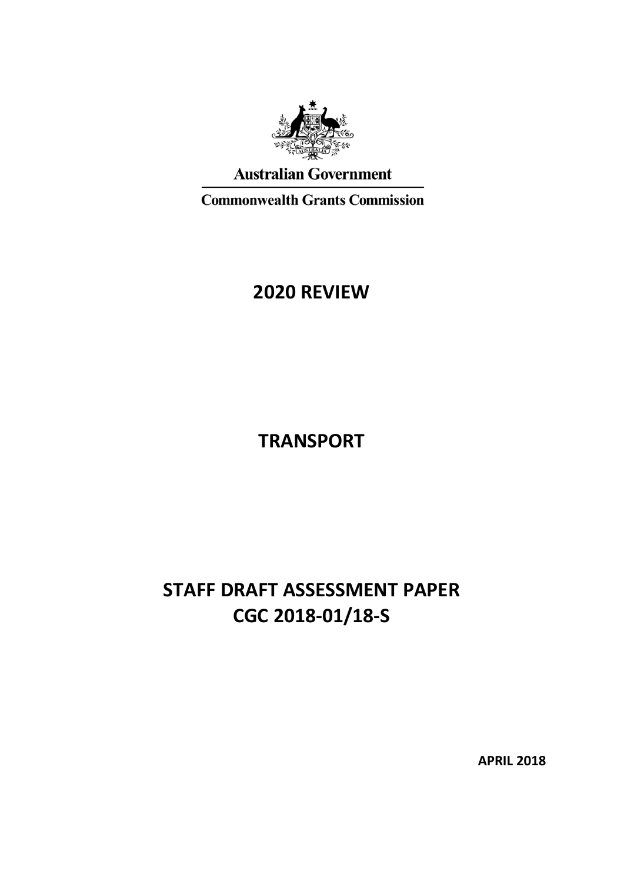Australian Government

Commonwealth Grants Commission

# 2020 REVIEW

# TRANSPORT

# STAFF DRAFT ASSESSMENT PAPER
# CGC 2018-01/18-S

**APRIL 2018**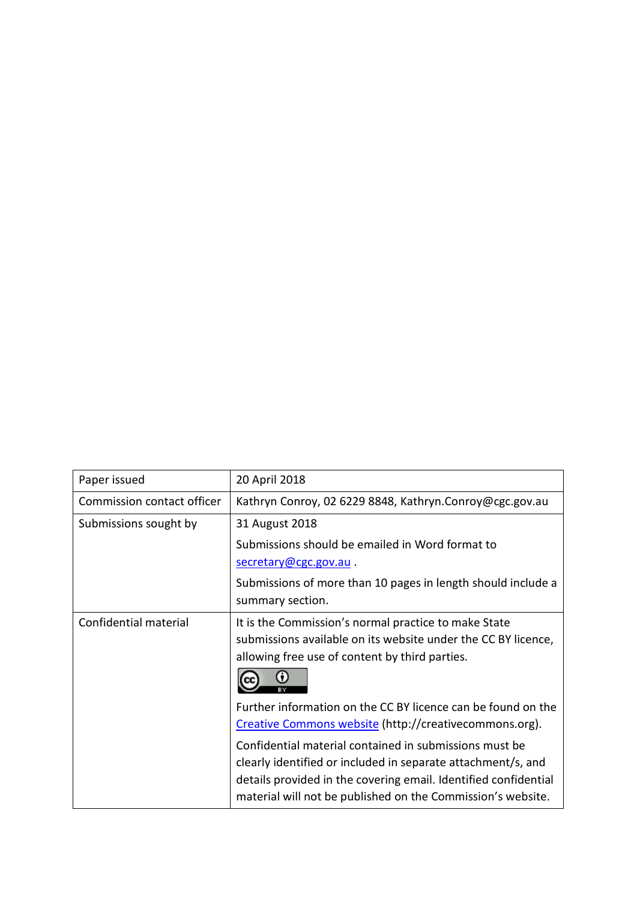| Paper issued | 20 April 2018 |
|---|---|
| Commission contact officer | Kathryn Conroy, 02 6229 8848, Kathryn.Conroy@cgc.gov.au |
| Submissions sought by | 31 August 2018<br><br>Submissions should be emailed in Word format to secretary@cgc.gov.au .<br><br>Submissions of more than 10 pages in length should include a summary section. |
| Confidential material | It is the Commission's normal practice to make State submissions available on its website under the CC BY licence, allowing free use of content by third parties.<br><br>Further information on the CC BY licence can be found on the Creative Commons website (http://creativecommons.org).<br><br>Confidential material contained in submissions must be clearly identified or included in separate attachment/s, and details provided in the covering email. Identified confidential material will not be published on the Commission's website. |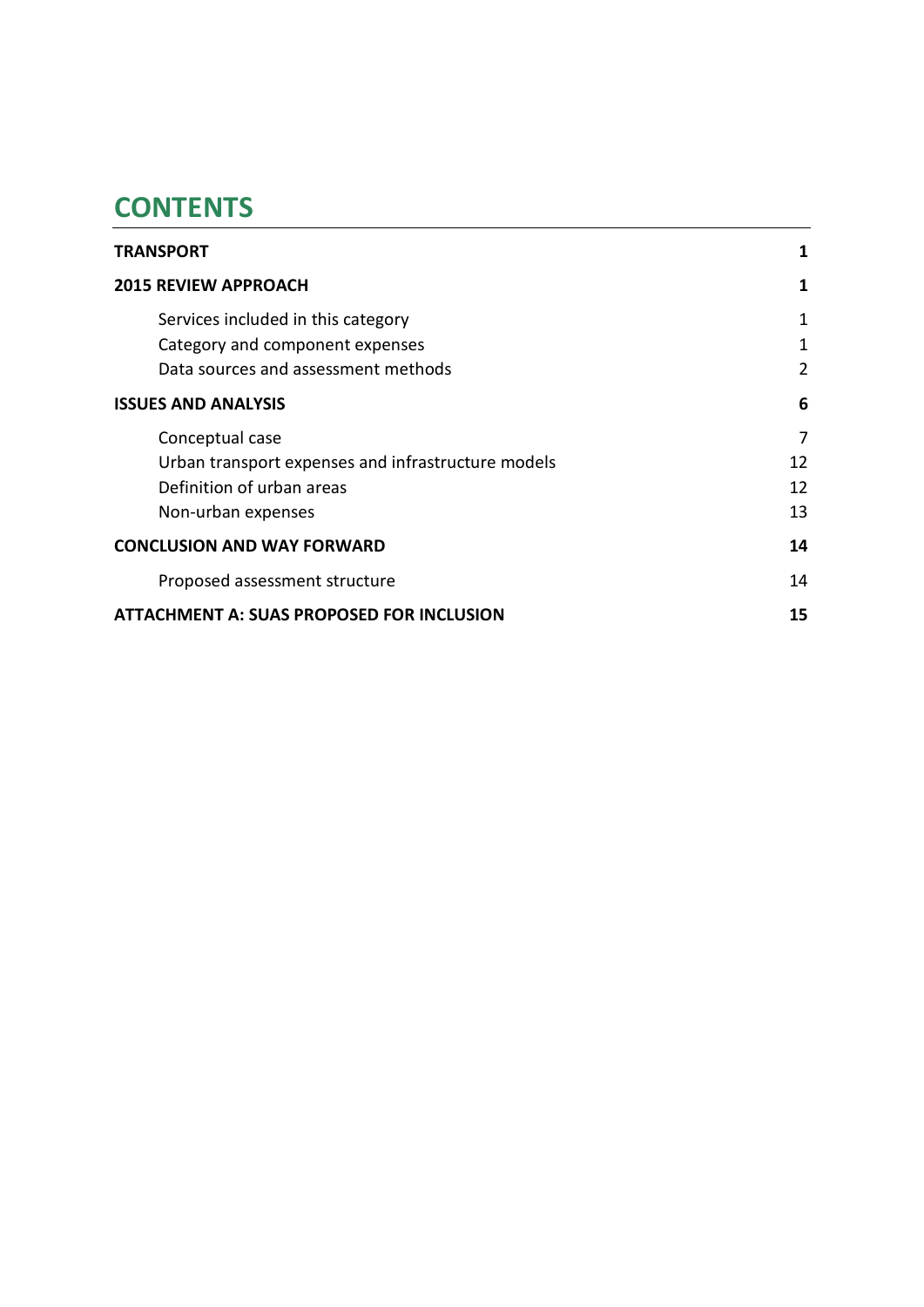# CONTENTS

| | |
|---|---|
| **TRANSPORT** | **1** |
| **2015 REVIEW APPROACH** | **1** |
| Services included in this category | 1 |
| Category and component expenses | 1 |
| Data sources and assessment methods | 2 |
| **ISSUES AND ANALYSIS** | **6** |
| Conceptual case | 7 |
| Urban transport expenses and infrastructure models | 12 |
| Definition of urban areas | 12 |
| Non-urban expenses | 13 |
| **CONCLUSION AND WAY FORWARD** | **14** |
| Proposed assessment structure | 14 |
| **ATTACHMENT A: SUAS PROPOSED FOR INCLUSION** | **15** |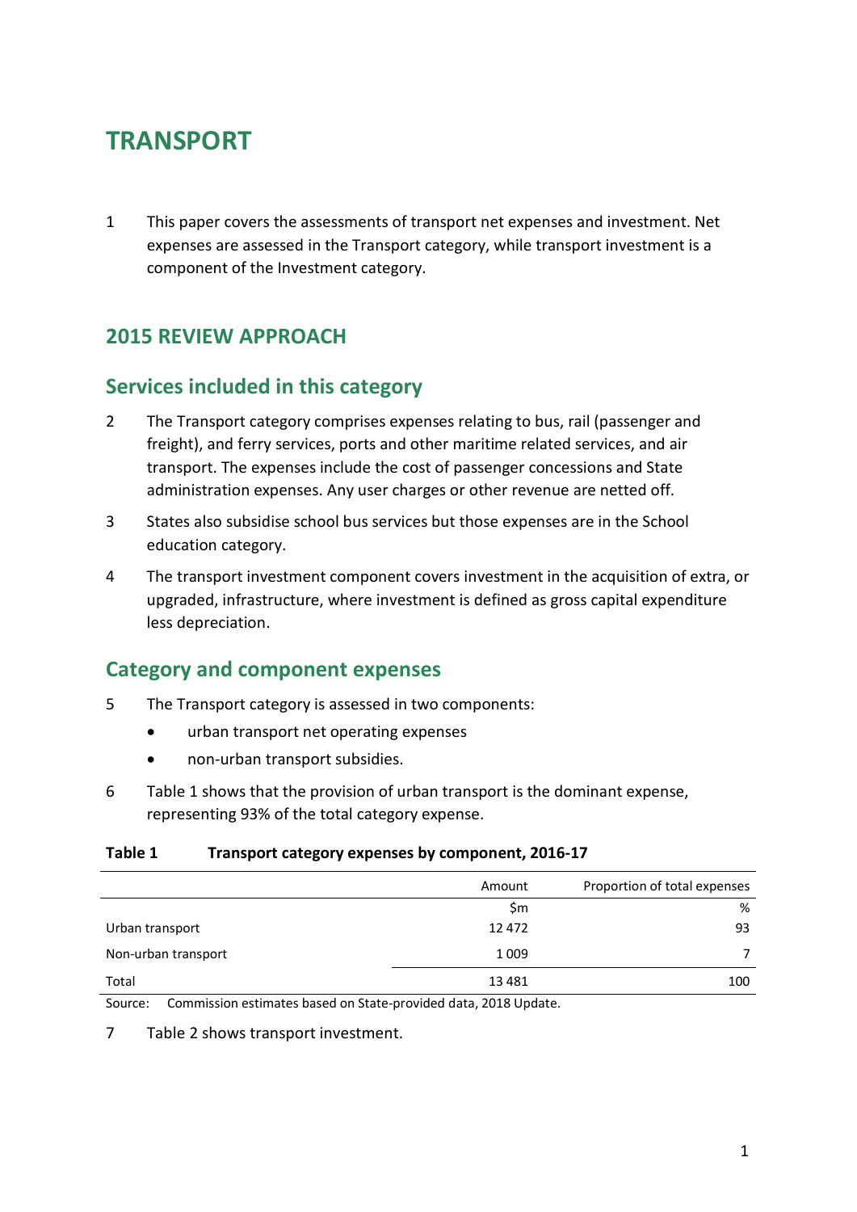# TRANSPORT

1 This paper covers the assessments of transport net expenses and investment. Net expenses are assessed in the Transport category, while transport investment is a component of the Investment category.

## 2015 REVIEW APPROACH

## Services included in this category

2 The Transport category comprises expenses relating to bus, rail (passenger and freight), and ferry services, ports and other maritime related services, and air transport. The expenses include the cost of passenger concessions and State administration expenses. Any user charges or other revenue are netted off.

3 States also subsidise school bus services but those expenses are in the School education category.

4 The transport investment component covers investment in the acquisition of extra, or upgraded, infrastructure, where investment is defined as gross capital expenditure less depreciation.

## Category and component expenses

5 The Transport category is assessed in two components:

- urban transport net operating expenses
- non-urban transport subsidies.

6 Table 1 shows that the provision of urban transport is the dominant expense, representing 93% of the total category expense.

**Table 1 Transport category expenses by component, 2016-17**

| | Amount | Proportion of total expenses |
|---|---|---|
| | $m | % |
| Urban transport | 12 472 | 93 |
| Non-urban transport | 1 009 | 7 |
| Total | 13 481 | 100 |

Source: Commission estimates based on State-provided data, 2018 Update.

7 Table 2 shows transport investment.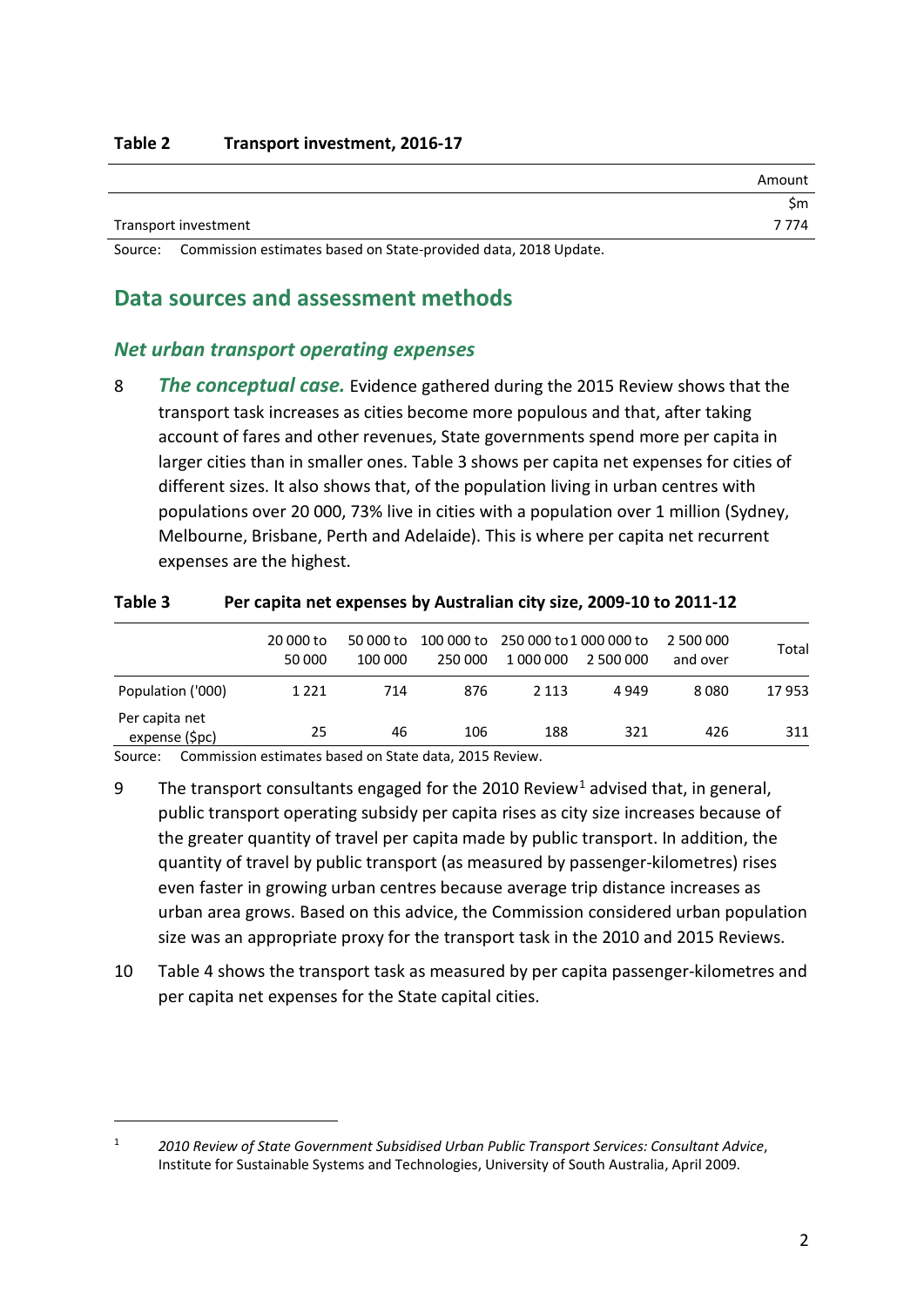**Table 2 Transport investment, 2016-17**

| | Amount |
|---|---|
| | $m |
| Transport investment | 7 774 |

Source: Commission estimates based on State-provided data, 2018 Update.

## Data sources and assessment methods

### *Net urban transport operating expenses*

8 ***The conceptual case.*** Evidence gathered during the 2015 Review shows that the transport task increases as cities become more populous and that, after taking account of fares and other revenues, State governments spend more per capita in larger cities than in smaller ones. Table 3 shows per capita net expenses for cities of different sizes. It also shows that, of the population living in urban centres with populations over 20 000, 73% live in cities with a population over 1 million (Sydney, Melbourne, Brisbane, Perth and Adelaide). This is where per capita net recurrent expenses are the highest.

**Table 3 Per capita net expenses by Australian city size, 2009-10 to 2011-12**

| | 20 000 to 50 000 | 50 000 to 100 000 | 100 000 to 250 000 | 250 000 to 1 000 000 | 1 000 000 to 2 500 000 | 2 500 000 and over | Total |
|---|---|---|---|---|---|---|---|
| Population ('000) | 1 221 | 714 | 876 | 2 113 | 4 949 | 8 080 | 17 953 |
| Per capita net expense ($pc) | 25 | 46 | 106 | 188 | 321 | 426 | 311 |

Source: Commission estimates based on State data, 2015 Review.

9 The transport consultants engaged for the 2010 Review[1] advised that, in general, public transport operating subsidy per capita rises as city size increases because of the greater quantity of travel per capita made by public transport. In addition, the quantity of travel by public transport (as measured by passenger-kilometres) rises even faster in growing urban centres because average trip distance increases as urban area grows. Based on this advice, the Commission considered urban population size was an appropriate proxy for the transport task in the 2010 and 2015 Reviews.

10 Table 4 shows the transport task as measured by per capita passenger-kilometres and per capita net expenses for the State capital cities.

[1] *2010 Review of State Government Subsidised Urban Public Transport Services: Consultant Advice*, Institute for Sustainable Systems and Technologies, University of South Australia, April 2009.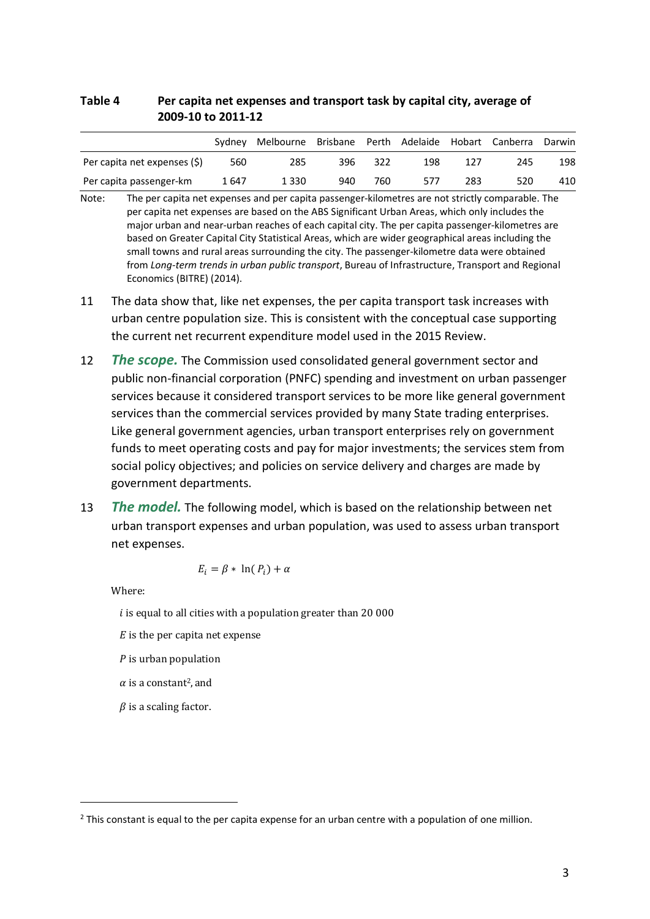**Table 4 Per capita net expenses and transport task by capital city, average of 2009-10 to 2011-12**

| | Sydney | Melbourne | Brisbane | Perth | Adelaide | Hobart | Canberra | Darwin |
|---|---|---|---|---|---|---|---|---|
| Per capita net expenses ($) | 560 | 285 | 396 | 322 | 198 | 127 | 245 | 198 |
| Per capita passenger-km | 1 647 | 1 330 | 940 | 760 | 577 | 283 | 520 | 410 |

Note: The per capita net expenses and per capita passenger-kilometres are not strictly comparable. The per capita net expenses are based on the ABS Significant Urban Areas, which only includes the major urban and near-urban reaches of each capital city. The per capita passenger-kilometres are based on Greater Capital City Statistical Areas, which are wider geographical areas including the small towns and rural areas surrounding the city. The passenger-kilometre data were obtained from *Long-term trends in urban public transport*, Bureau of Infrastructure, Transport and Regional Economics (BITRE) (2014).

11 The data show that, like net expenses, the per capita transport task increases with urban centre population size. This is consistent with the conceptual case supporting the current net recurrent expenditure model used in the 2015 Review.

12 ***The scope.*** The Commission used consolidated general government sector and public non-financial corporation (PNFC) spending and investment on urban passenger services because it considered transport services to be more like general government services than the commercial services provided by many State trading enterprises. Like general government agencies, urban transport enterprises rely on government funds to meet operating costs and pay for major investments; the services stem from social policy objectives; and policies on service delivery and charges are made by government departments.

13 ***The model.*** The following model, which is based on the relationship between net urban transport expenses and urban population, was used to assess urban transport net expenses.

$$E_i = \beta * \ln(P_i) + \alpha$$

Where:

$i$ is equal to all cities with a population greater than 20 000

$E$ is the per capita net expense

$P$ is urban population

$\alpha$ is a constant[2], and

$\beta$ is a scaling factor.

[2] This constant is equal to the per capita expense for an urban centre with a population of one million.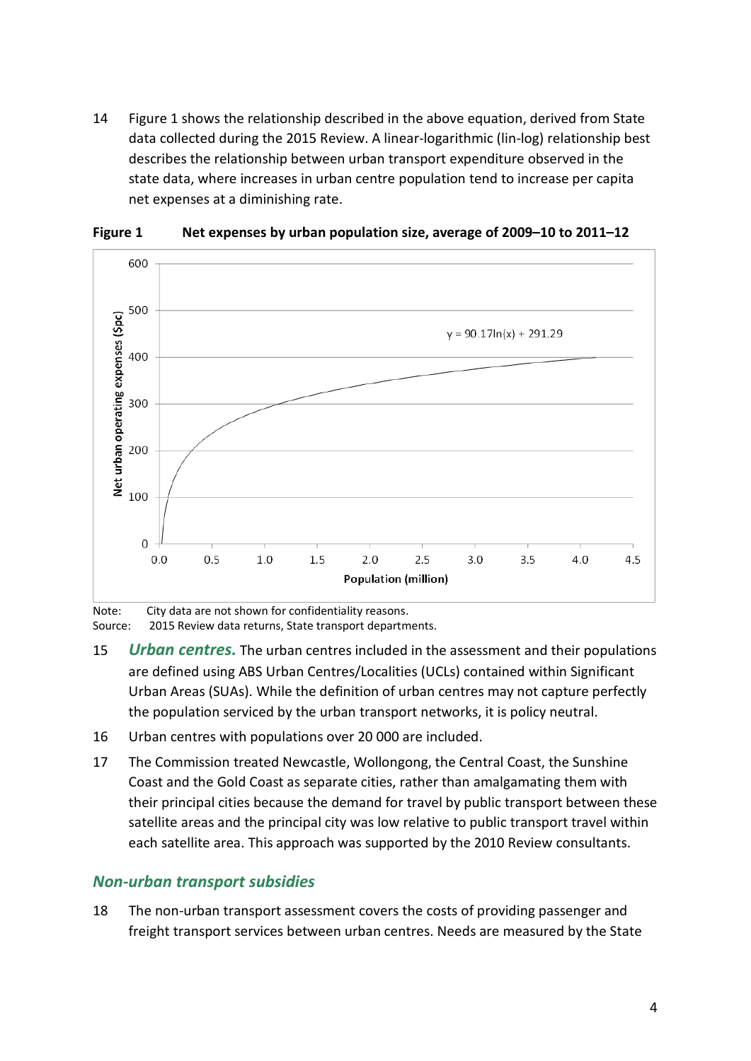14 Figure 1 shows the relationship described in the above equation, derived from State data collected during the 2015 Review. A linear-logarithmic (lin-log) relationship best describes the relationship between urban transport expenditure observed in the state data, where increases in urban centre population tend to increase per capita net expenses at a diminishing rate.

**Figure 1 Net expenses by urban population size, average of 2009–10 to 2011–12**

$$y = 90.17\ln(x) + 291.29$$

Note: City data are not shown for confidentiality reasons.
Source: 2015 Review data returns, State transport departments.

15 ***Urban centres.*** The urban centres included in the assessment and their populations are defined using ABS Urban Centres/Localities (UCLs) contained within Significant Urban Areas (SUAs). While the definition of urban centres may not capture perfectly the population serviced by the urban transport networks, it is policy neutral.

16 Urban centres with populations over 20 000 are included.

17 The Commission treated Newcastle, Wollongong, the Central Coast, the Sunshine Coast and the Gold Coast as separate cities, rather than amalgamating them with their principal cities because the demand for travel by public transport between these satellite areas and the principal city was low relative to public transport travel within each satellite area. This approach was supported by the 2010 Review consultants.

## *Non-urban transport subsidies*

18 The non-urban transport assessment covers the costs of providing passenger and freight transport services between urban centres. Needs are measured by the State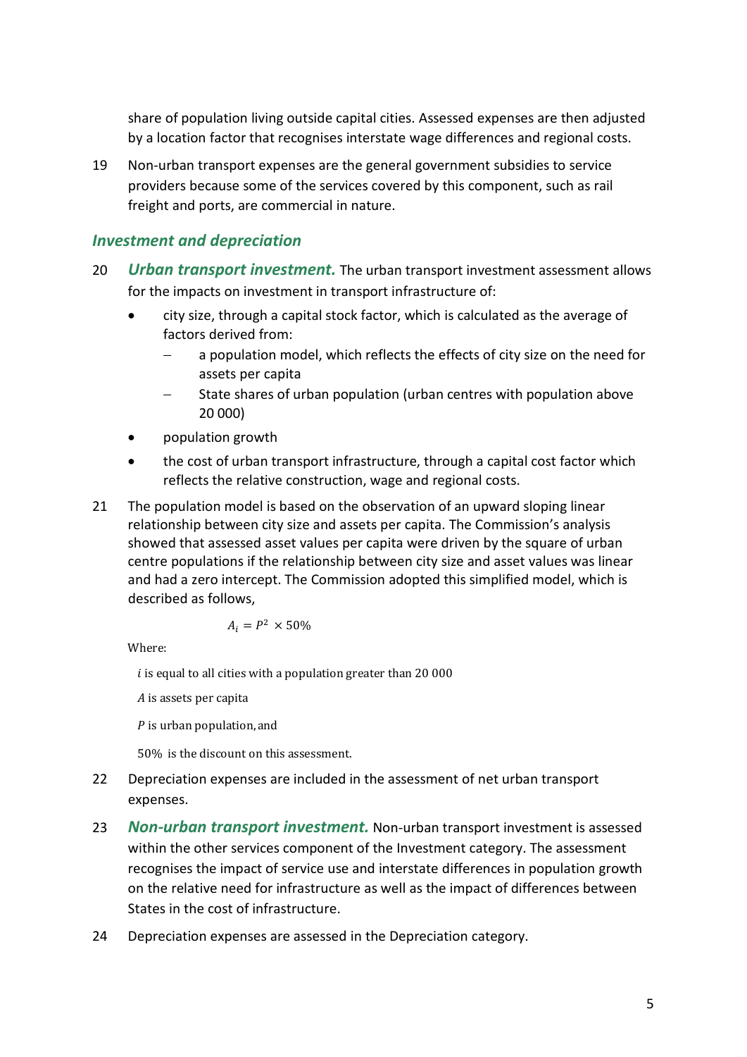share of population living outside capital cities. Assessed expenses are then adjusted by a location factor that recognises interstate wage differences and regional costs.

19 Non-urban transport expenses are the general government subsidies to service providers because some of the services covered by this component, such as rail freight and ports, are commercial in nature.

### *Investment and depreciation*

20 ***Urban transport investment.*** The urban transport investment assessment allows for the impacts on investment in transport infrastructure of:

- city size, through a capital stock factor, which is calculated as the average of factors derived from:
  - a population model, which reflects the effects of city size on the need for assets per capita
  - State shares of urban population (urban centres with population above 20 000)
- population growth
- the cost of urban transport infrastructure, through a capital cost factor which reflects the relative construction, wage and regional costs.

21 The population model is based on the observation of an upward sloping linear relationship between city size and assets per capita. The Commission's analysis showed that assessed asset values per capita were driven by the square of urban centre populations if the relationship between city size and asset values was linear and had a zero intercept. The Commission adopted this simplified model, which is described as follows,

$$A_i = P^2 \times 50\%$$

Where:

$i$ is equal to all cities with a population greater than 20 000

$A$ is assets per capita

$P$ is urban population, and

50% is the discount on this assessment.

22 Depreciation expenses are included in the assessment of net urban transport expenses.

23 ***Non-urban transport investment.*** Non-urban transport investment is assessed within the other services component of the Investment category. The assessment recognises the impact of service use and interstate differences in population growth on the relative need for infrastructure as well as the impact of differences between States in the cost of infrastructure.

24 Depreciation expenses are assessed in the Depreciation category.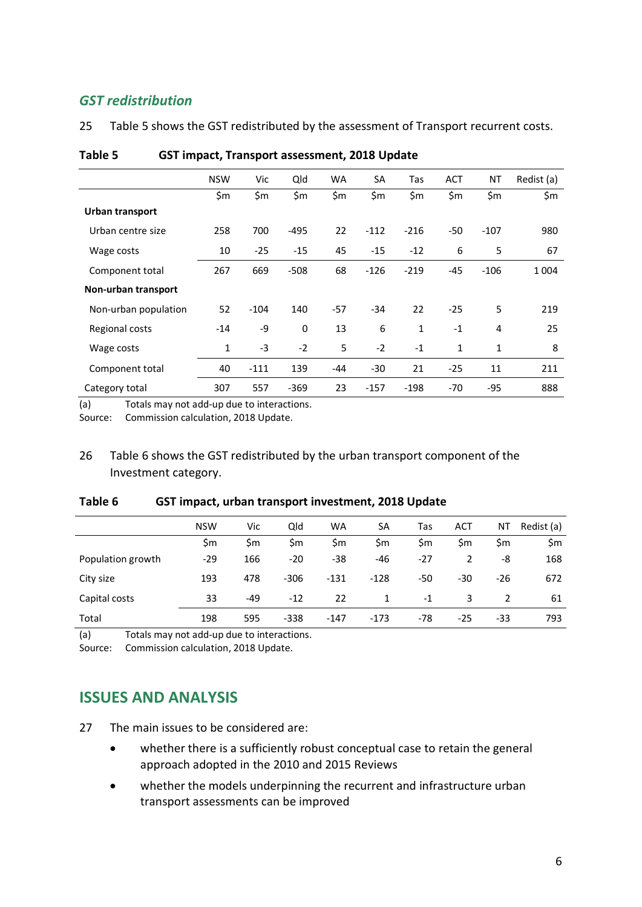### *GST redistribution*

25 Table 5 shows the GST redistributed by the assessment of Transport recurrent costs.

**Table 5 GST impact, Transport assessment, 2018 Update**

| | NSW | Vic | Qld | WA | SA | Tas | ACT | NT | Redist (a) |
|---|---|---|---|---|---|---|---|---|---|
| | $m | $m | $m | $m | $m | $m | $m | $m | $m |
| **Urban transport** | | | | | | | | | |
| Urban centre size | 258 | 700 | -495 | 22 | -112 | -216 | -50 | -107 | 980 |
| Wage costs | 10 | -25 | -15 | 45 | -15 | -12 | 6 | 5 | 67 |
| Component total | 267 | 669 | -508 | 68 | -126 | -219 | -45 | -106 | 1 004 |
| **Non-urban transport** | | | | | | | | | |
| Non-urban population | 52 | -104 | 140 | -57 | -34 | 22 | -25 | 5 | 219 |
| Regional costs | -14 | -9 | 0 | 13 | 6 | 1 | -1 | 4 | 25 |
| Wage costs | 1 | -3 | -2 | 5 | -2 | -1 | 1 | 1 | 8 |
| Component total | 40 | -111 | 139 | -44 | -30 | 21 | -25 | 11 | 211 |
| Category total | 307 | 557 | -369 | 23 | -157 | -198 | -70 | -95 | 888 |

(a) Totals may not add-up due to interactions.
Source: Commission calculation, 2018 Update.

26 Table 6 shows the GST redistributed by the urban transport component of the Investment category.

**Table 6 GST impact, urban transport investment, 2018 Update**

| | NSW | Vic | Qld | WA | SA | Tas | ACT | NT | Redist (a) |
|---|---|---|---|---|---|---|---|---|---|
| | $m | $m | $m | $m | $m | $m | $m | $m | $m |
| Population growth | -29 | 166 | -20 | -38 | -46 | -27 | 2 | -8 | 168 |
| City size | 193 | 478 | -306 | -131 | -128 | -50 | -30 | -26 | 672 |
| Capital costs | 33 | -49 | -12 | 22 | 1 | -1 | 3 | 2 | 61 |
| Total | 198 | 595 | -338 | -147 | -173 | -78 | -25 | -33 | 793 |

(a) Totals may not add-up due to interactions.
Source: Commission calculation, 2018 Update.

## ISSUES AND ANALYSIS

27 The main issues to be considered are:

- whether there is a sufficiently robust conceptual case to retain the general approach adopted in the 2010 and 2015 Reviews
- whether the models underpinning the recurrent and infrastructure urban transport assessments can be improved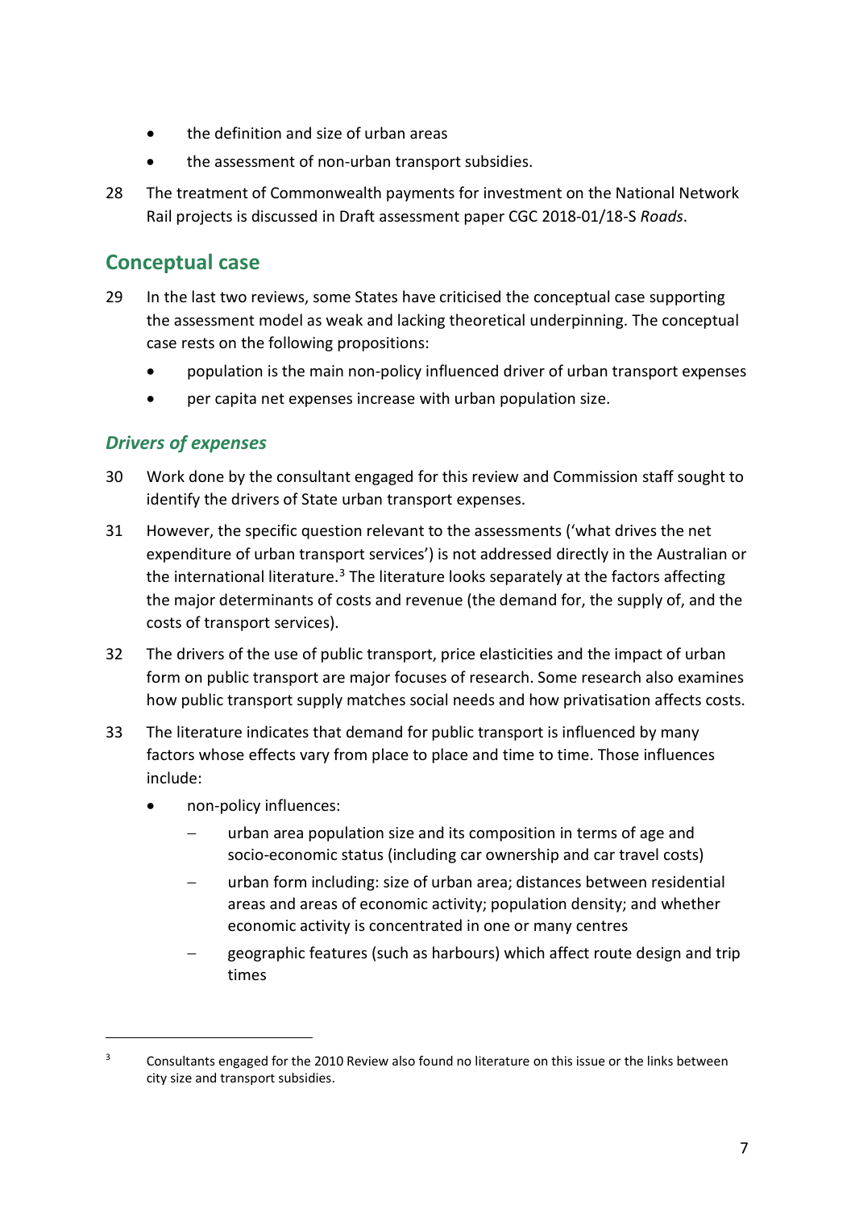- the definition and size of urban areas
- the assessment of non-urban transport subsidies.

28 The treatment of Commonwealth payments for investment on the National Network Rail projects is discussed in Draft assessment paper CGC 2018-01/18-S *Roads*.

## Conceptual case

29 In the last two reviews, some States have criticised the conceptual case supporting the assessment model as weak and lacking theoretical underpinning. The conceptual case rests on the following propositions:

- population is the main non-policy influenced driver of urban transport expenses
- per capita net expenses increase with urban population size.

### *Drivers of expenses*

30 Work done by the consultant engaged for this review and Commission staff sought to identify the drivers of State urban transport expenses.

31 However, the specific question relevant to the assessments ('what drives the net expenditure of urban transport services') is not addressed directly in the Australian or the international literature.[3] The literature looks separately at the factors affecting the major determinants of costs and revenue (the demand for, the supply of, and the costs of transport services).

32 The drivers of the use of public transport, price elasticities and the impact of urban form on public transport are major focuses of research. Some research also examines how public transport supply matches social needs and how privatisation affects costs.

33 The literature indicates that demand for public transport is influenced by many factors whose effects vary from place to place and time to time. Those influences include:

- non-policy influences:
  - urban area population size and its composition in terms of age and socio-economic status (including car ownership and car travel costs)
  - urban form including: size of urban area; distances between residential areas and areas of economic activity; population density; and whether economic activity is concentrated in one or many centres
  - geographic features (such as harbours) which affect route design and trip times

[3] Consultants engaged for the 2010 Review also found no literature on this issue or the links between city size and transport subsidies.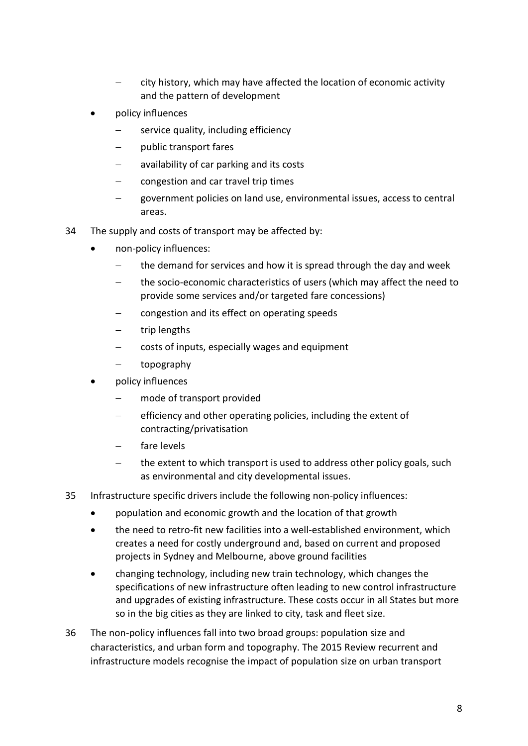- city history, which may have affected the location of economic activity and the pattern of development
- policy influences
  - service quality, including efficiency
  - public transport fares
  - availability of car parking and its costs
  - congestion and car travel trip times
  - government policies on land use, environmental issues, access to central areas.

34 The supply and costs of transport may be affected by:

- non-policy influences:
  - the demand for services and how it is spread through the day and week
  - the socio-economic characteristics of users (which may affect the need to provide some services and/or targeted fare concessions)
  - congestion and its effect on operating speeds
  - trip lengths
  - costs of inputs, especially wages and equipment
  - topography
- policy influences
  - mode of transport provided
  - efficiency and other operating policies, including the extent of contracting/privatisation
  - fare levels
  - the extent to which transport is used to address other policy goals, such as environmental and city developmental issues.

35 Infrastructure specific drivers include the following non-policy influences:

- population and economic growth and the location of that growth
- the need to retro-fit new facilities into a well-established environment, which creates a need for costly underground and, based on current and proposed projects in Sydney and Melbourne, above ground facilities
- changing technology, including new train technology, which changes the specifications of new infrastructure often leading to new control infrastructure and upgrades of existing infrastructure. These costs occur in all States but more so in the big cities as they are linked to city, task and fleet size.

36 The non-policy influences fall into two broad groups: population size and characteristics, and urban form and topography. The 2015 Review recurrent and infrastructure models recognise the impact of population size on urban transport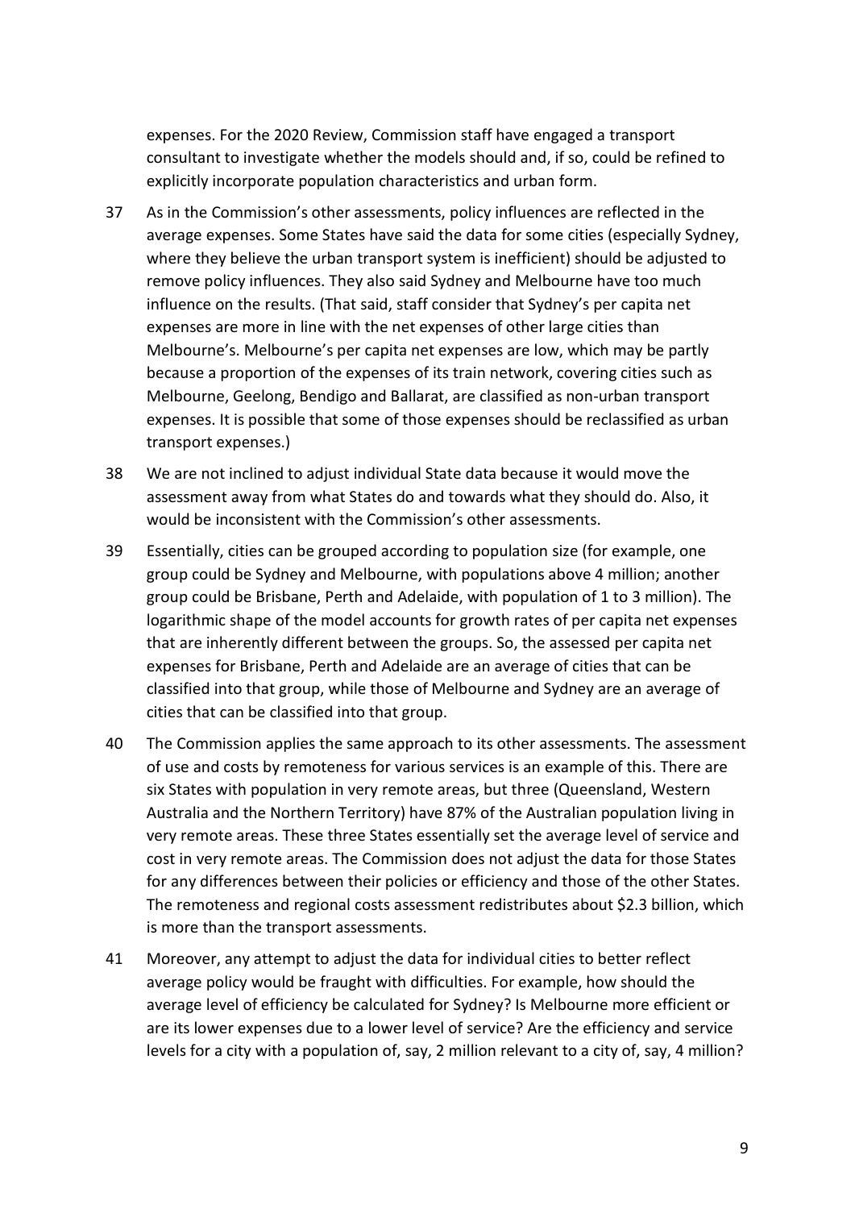expenses. For the 2020 Review, Commission staff have engaged a transport consultant to investigate whether the models should and, if so, could be refined to explicitly incorporate population characteristics and urban form.

37 As in the Commission's other assessments, policy influences are reflected in the average expenses. Some States have said the data for some cities (especially Sydney, where they believe the urban transport system is inefficient) should be adjusted to remove policy influences. They also said Sydney and Melbourne have too much influence on the results. (That said, staff consider that Sydney's per capita net expenses are more in line with the net expenses of other large cities than Melbourne's. Melbourne's per capita net expenses are low, which may be partly because a proportion of the expenses of its train network, covering cities such as Melbourne, Geelong, Bendigo and Ballarat, are classified as non-urban transport expenses. It is possible that some of those expenses should be reclassified as urban transport expenses.)

38 We are not inclined to adjust individual State data because it would move the assessment away from what States do and towards what they should do. Also, it would be inconsistent with the Commission's other assessments.

39 Essentially, cities can be grouped according to population size (for example, one group could be Sydney and Melbourne, with populations above 4 million; another group could be Brisbane, Perth and Adelaide, with population of 1 to 3 million). The logarithmic shape of the model accounts for growth rates of per capita net expenses that are inherently different between the groups. So, the assessed per capita net expenses for Brisbane, Perth and Adelaide are an average of cities that can be classified into that group, while those of Melbourne and Sydney are an average of cities that can be classified into that group.

40 The Commission applies the same approach to its other assessments. The assessment of use and costs by remoteness for various services is an example of this. There are six States with population in very remote areas, but three (Queensland, Western Australia and the Northern Territory) have 87% of the Australian population living in very remote areas. These three States essentially set the average level of service and cost in very remote areas. The Commission does not adjust the data for those States for any differences between their policies or efficiency and those of the other States. The remoteness and regional costs assessment redistributes about $2.3 billion, which is more than the transport assessments.

41 Moreover, any attempt to adjust the data for individual cities to better reflect average policy would be fraught with difficulties. For example, how should the average level of efficiency be calculated for Sydney? Is Melbourne more efficient or are its lower expenses due to a lower level of service? Are the efficiency and service levels for a city with a population of, say, 2 million relevant to a city of, say, 4 million?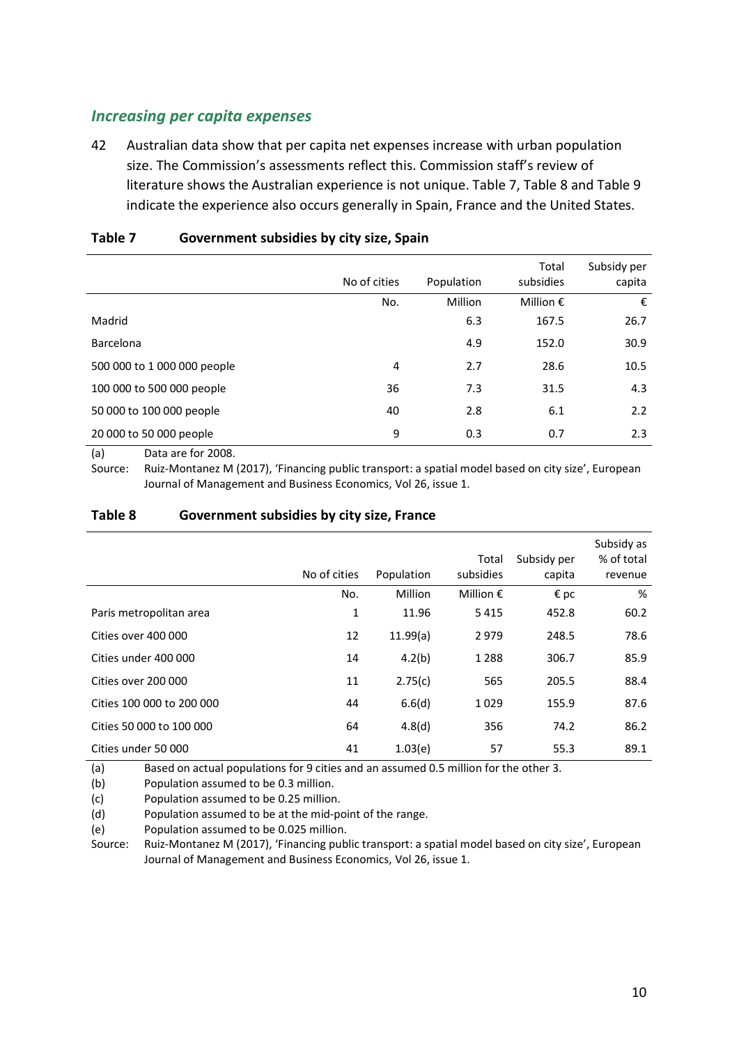### *Increasing per capita expenses*

42 Australian data show that per capita net expenses increase with urban population size. The Commission's assessments reflect this. Commission staff's review of literature shows the Australian experience is not unique. Table 7, Table 8 and Table 9 indicate the experience also occurs generally in Spain, France and the United States.

**Table 7 Government subsidies by city size, Spain**

| | No of cities | Population | Total subsidies | Subsidy per capita |
|---|---|---|---|---|
| | No. | Million | Million € | € |
| Madrid | | 6.3 | 167.5 | 26.7 |
| Barcelona | | 4.9 | 152.0 | 30.9 |
| 500 000 to 1 000 000 people | 4 | 2.7 | 28.6 | 10.5 |
| 100 000 to 500 000 people | 36 | 7.3 | 31.5 | 4.3 |
| 50 000 to 100 000 people | 40 | 2.8 | 6.1 | 2.2 |
| 20 000 to 50 000 people | 9 | 0.3 | 0.7 | 2.3 |

(a) Data are for 2008.

Source: Ruiz-Montanez M (2017), 'Financing public transport: a spatial model based on city size', European Journal of Management and Business Economics, Vol 26, issue 1.

**Table 8 Government subsidies by city size, France**

| | No of cities | Population | Total subsidies | Subsidy per capita | Subsidy as % of total revenue |
|---|---|---|---|---|---|
| | No. | Million | Million € | € pc | % |
| Paris metropolitan area | 1 | 11.96 | 5 415 | 452.8 | 60.2 |
| Cities over 400 000 | 12 | 11.99(a) | 2 979 | 248.5 | 78.6 |
| Cities under 400 000 | 14 | 4.2(b) | 1 288 | 306.7 | 85.9 |
| Cities over 200 000 | 11 | 2.75(c) | 565 | 205.5 | 88.4 |
| Cities 100 000 to 200 000 | 44 | 6.6(d) | 1 029 | 155.9 | 87.6 |
| Cities 50 000 to 100 000 | 64 | 4.8(d) | 356 | 74.2 | 86.2 |
| Cities under 50 000 | 41 | 1.03(e) | 57 | 55.3 | 89.1 |

(a) Based on actual populations for 9 cities and an assumed 0.5 million for the other 3.

(b) Population assumed to be 0.3 million.

(c) Population assumed to be 0.25 million.

(d) Population assumed to be at the mid-point of the range.

(e) Population assumed to be 0.025 million.

Source: Ruiz-Montanez M (2017), 'Financing public transport: a spatial model based on city size', European Journal of Management and Business Economics, Vol 26, issue 1.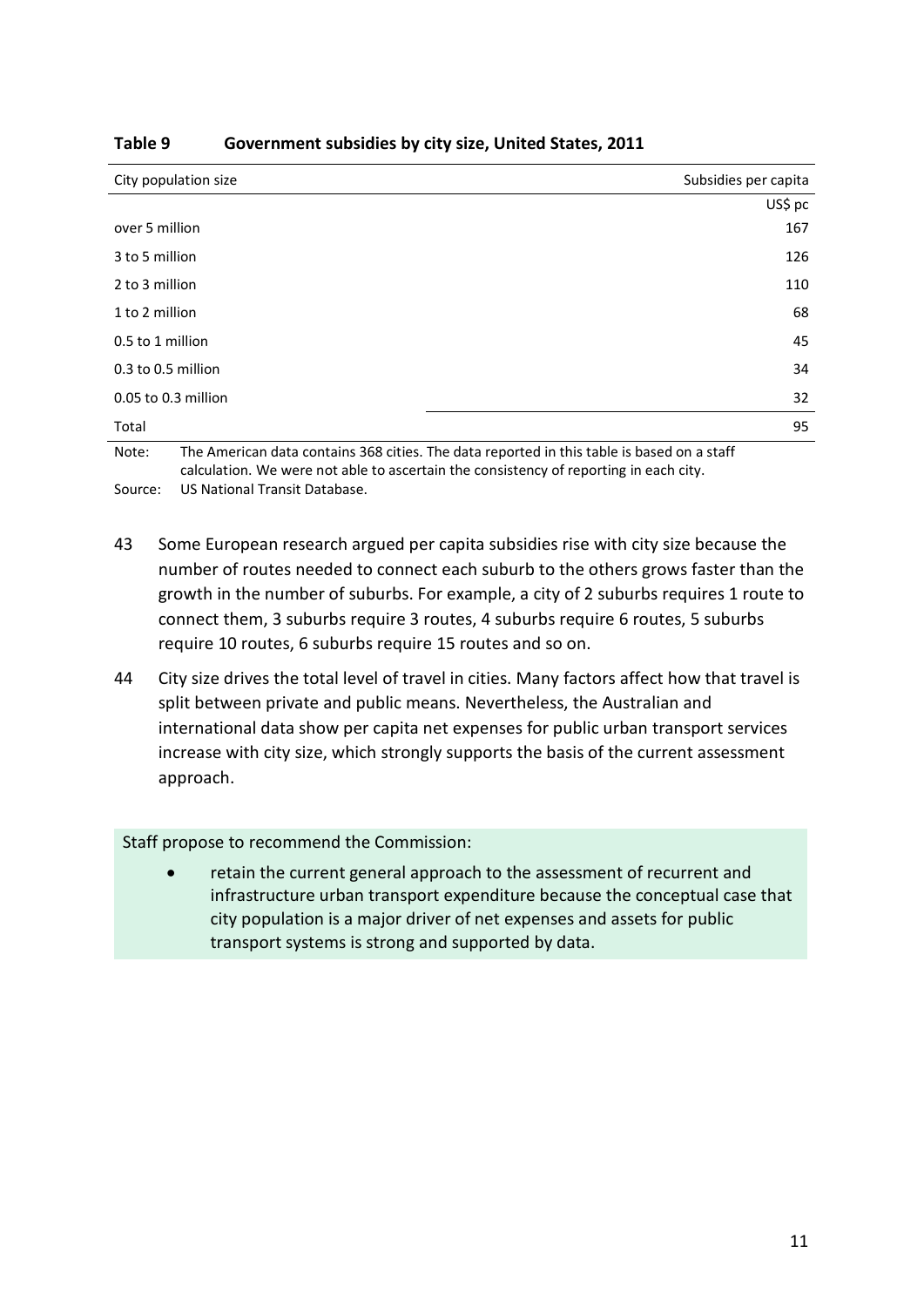**Table 9 Government subsidies by city size, United States, 2011**

| City population size | Subsidies per capita |
|---|---|
| | US$ pc |
| over 5 million | 167 |
| 3 to 5 million | 126 |
| 2 to 3 million | 110 |
| 1 to 2 million | 68 |
| 0.5 to 1 million | 45 |
| 0.3 to 0.5 million | 34 |
| 0.05 to 0.3 million | 32 |
| Total | 95 |

Note: The American data contains 368 cities. The data reported in this table is based on a staff calculation. We were not able to ascertain the consistency of reporting in each city.

Source: US National Transit Database.

43 Some European research argued per capita subsidies rise with city size because the number of routes needed to connect each suburb to the others grows faster than the growth in the number of suburbs. For example, a city of 2 suburbs requires 1 route to connect them, 3 suburbs require 3 routes, 4 suburbs require 6 routes, 5 suburbs require 10 routes, 6 suburbs require 15 routes and so on.

44 City size drives the total level of travel in cities. Many factors affect how that travel is split between private and public means. Nevertheless, the Australian and international data show per capita net expenses for public urban transport services increase with city size, which strongly supports the basis of the current assessment approach.

Staff propose to recommend the Commission:

- retain the current general approach to the assessment of recurrent and infrastructure urban transport expenditure because the conceptual case that city population is a major driver of net expenses and assets for public transport systems is strong and supported by data.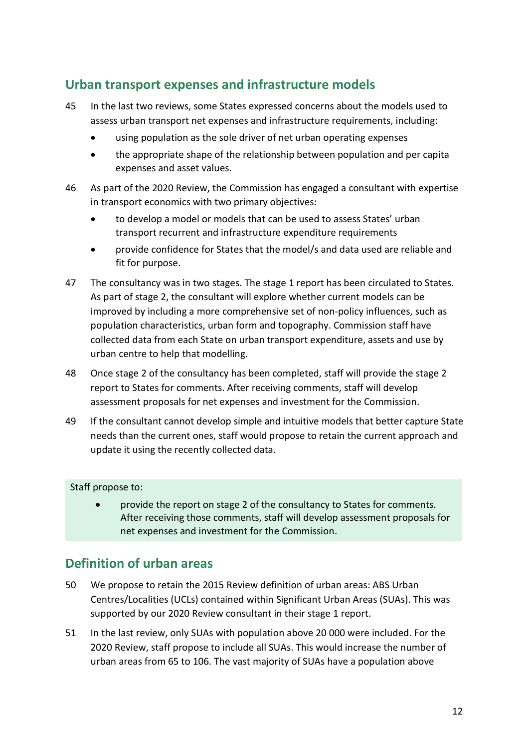## Urban transport expenses and infrastructure models

45 In the last two reviews, some States expressed concerns about the models used to assess urban transport net expenses and infrastructure requirements, including:

- using population as the sole driver of net urban operating expenses
- the appropriate shape of the relationship between population and per capita expenses and asset values.

46 As part of the 2020 Review, the Commission has engaged a consultant with expertise in transport economics with two primary objectives:

- to develop a model or models that can be used to assess States' urban transport recurrent and infrastructure expenditure requirements
- provide confidence for States that the model/s and data used are reliable and fit for purpose.

47 The consultancy was in two stages. The stage 1 report has been circulated to States. As part of stage 2, the consultant will explore whether current models can be improved by including a more comprehensive set of non-policy influences, such as population characteristics, urban form and topography. Commission staff have collected data from each State on urban transport expenditure, assets and use by urban centre to help that modelling.

48 Once stage 2 of the consultancy has been completed, staff will provide the stage 2 report to States for comments. After receiving comments, staff will develop assessment proposals for net expenses and investment for the Commission.

49 If the consultant cannot develop simple and intuitive models that better capture State needs than the current ones, staff would propose to retain the current approach and update it using the recently collected data.

> Staff propose to:
>
> - provide the report on stage 2 of the consultancy to States for comments. After receiving those comments, staff will develop assessment proposals for net expenses and investment for the Commission.

## Definition of urban areas

50 We propose to retain the 2015 Review definition of urban areas: ABS Urban Centres/Localities (UCLs) contained within Significant Urban Areas (SUAs). This was supported by our 2020 Review consultant in their stage 1 report.

51 In the last review, only SUAs with population above 20 000 were included. For the 2020 Review, staff propose to include all SUAs. This would increase the number of urban areas from 65 to 106. The vast majority of SUAs have a population above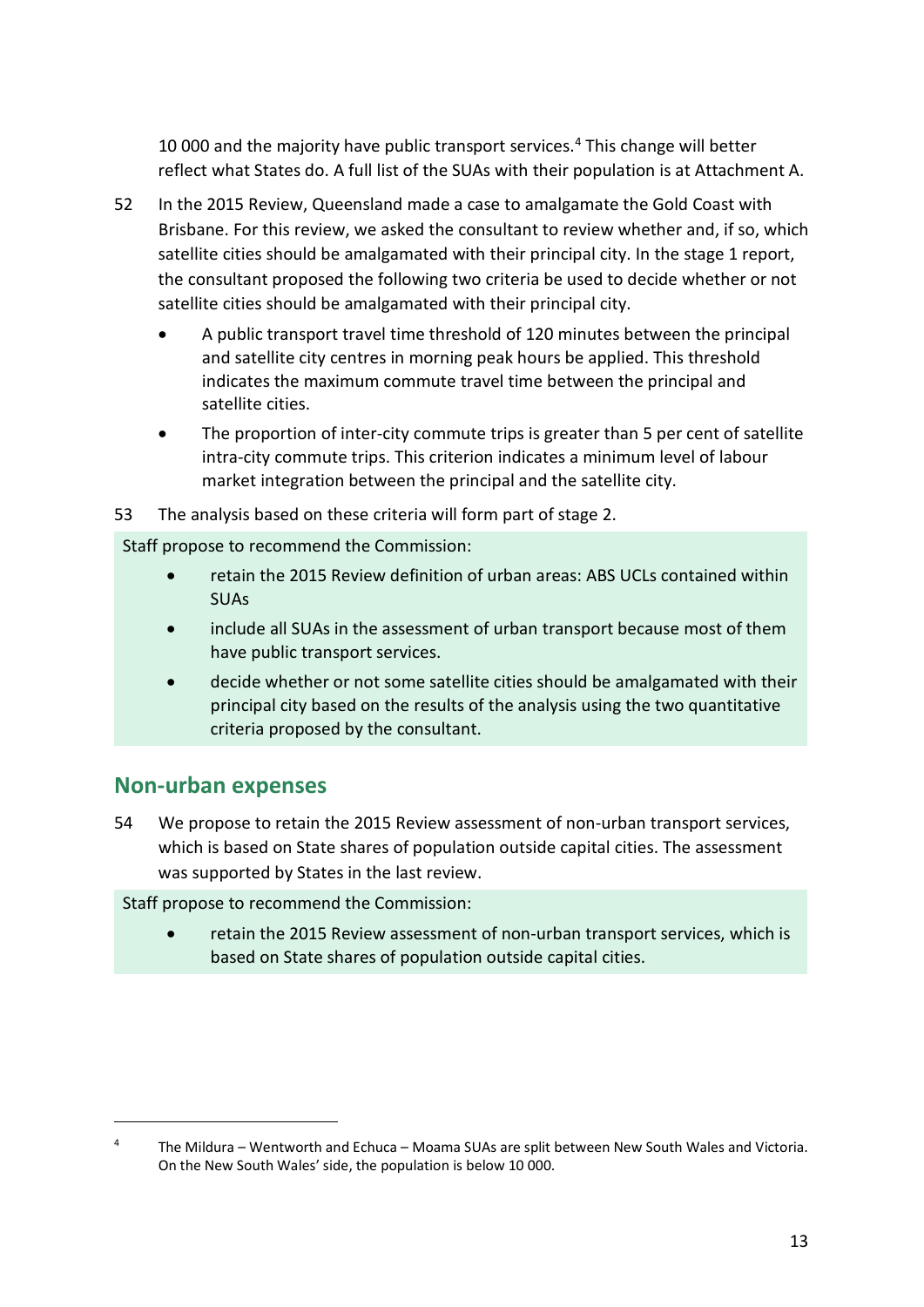10 000 and the majority have public transport services.[4] This change will better reflect what States do. A full list of the SUAs with their population is at Attachment A.

52 In the 2015 Review, Queensland made a case to amalgamate the Gold Coast with Brisbane. For this review, we asked the consultant to review whether and, if so, which satellite cities should be amalgamated with their principal city. In the stage 1 report, the consultant proposed the following two criteria be used to decide whether or not satellite cities should be amalgamated with their principal city.

- A public transport travel time threshold of 120 minutes between the principal and satellite city centres in morning peak hours be applied. This threshold indicates the maximum commute travel time between the principal and satellite cities.
- The proportion of inter-city commute trips is greater than 5 per cent of satellite intra-city commute trips. This criterion indicates a minimum level of labour market integration between the principal and the satellite city.

53 The analysis based on these criteria will form part of stage 2.

Staff propose to recommend the Commission:

- retain the 2015 Review definition of urban areas: ABS UCLs contained within SUAs
- include all SUAs in the assessment of urban transport because most of them have public transport services.
- decide whether or not some satellite cities should be amalgamated with their principal city based on the results of the analysis using the two quantitative criteria proposed by the consultant.

## Non-urban expenses

54 We propose to retain the 2015 Review assessment of non-urban transport services, which is based on State shares of population outside capital cities. The assessment was supported by States in the last review.

Staff propose to recommend the Commission:

- retain the 2015 Review assessment of non-urban transport services, which is based on State shares of population outside capital cities.

---

[4] The Mildura – Wentworth and Echuca – Moama SUAs are split between New South Wales and Victoria. On the New South Wales' side, the population is below 10 000.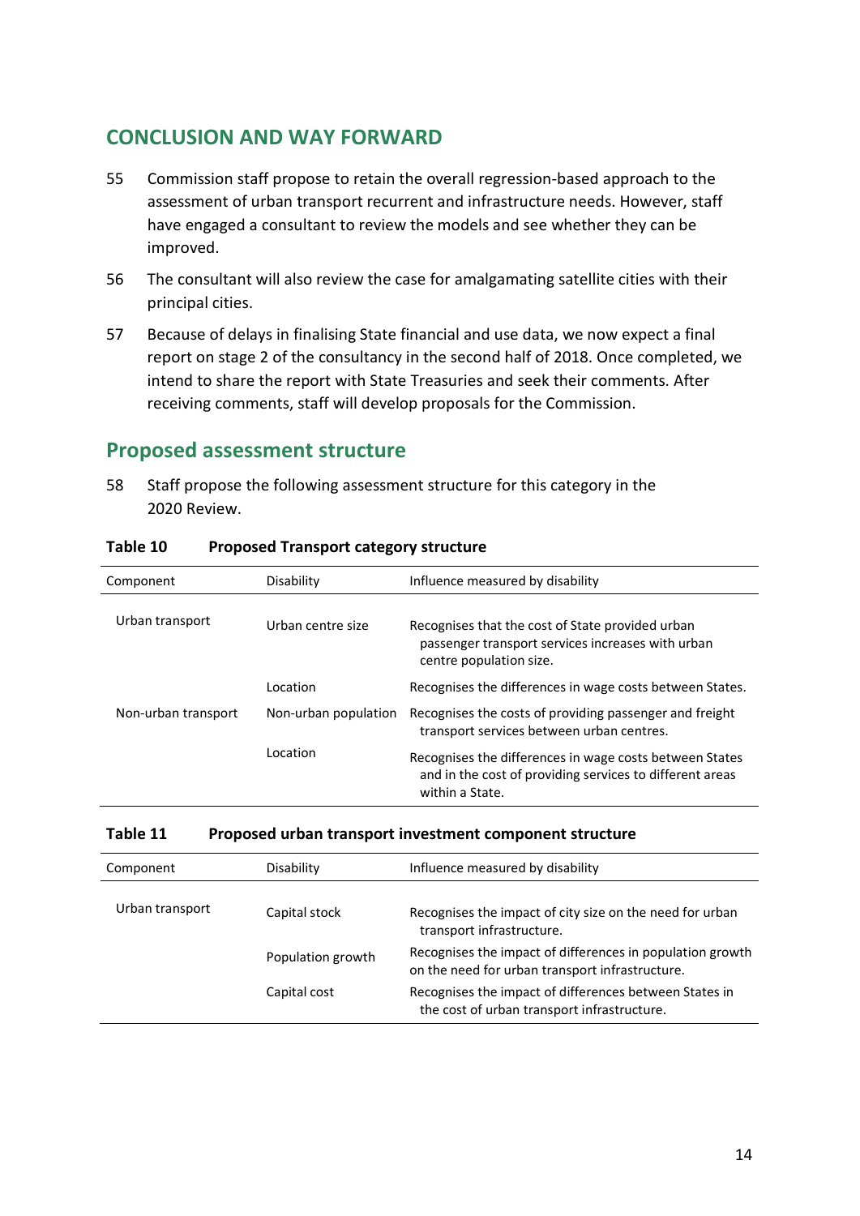## CONCLUSION AND WAY FORWARD

55 Commission staff propose to retain the overall regression-based approach to the assessment of urban transport recurrent and infrastructure needs. However, staff have engaged a consultant to review the models and see whether they can be improved.

56 The consultant will also review the case for amalgamating satellite cities with their principal cities.

57 Because of delays in finalising State financial and use data, we now expect a final report on stage 2 of the consultancy in the second half of 2018. Once completed, we intend to share the report with State Treasuries and seek their comments. After receiving comments, staff will develop proposals for the Commission.

## Proposed assessment structure

58 Staff propose the following assessment structure for this category in the 2020 Review.

**Table 10 Proposed Transport category structure**

| Component | Disability | Influence measured by disability |
|---|---|---|
| Urban transport | Urban centre size | Recognises that the cost of State provided urban passenger transport services increases with urban centre population size. |
| | Location | Recognises the differences in wage costs between States. |
| Non-urban transport | Non-urban population | Recognises the costs of providing passenger and freight transport services between urban centres. |
| | Location | Recognises the differences in wage costs between States and in the cost of providing services to different areas within a State. |

**Table 11 Proposed urban transport investment component structure**

| Component | Disability | Influence measured by disability |
|---|---|---|
| Urban transport | Capital stock | Recognises the impact of city size on the need for urban transport infrastructure. |
| | Population growth | Recognises the impact of differences in population growth on the need for urban transport infrastructure. |
| | Capital cost | Recognises the impact of differences between States in the cost of urban transport infrastructure. |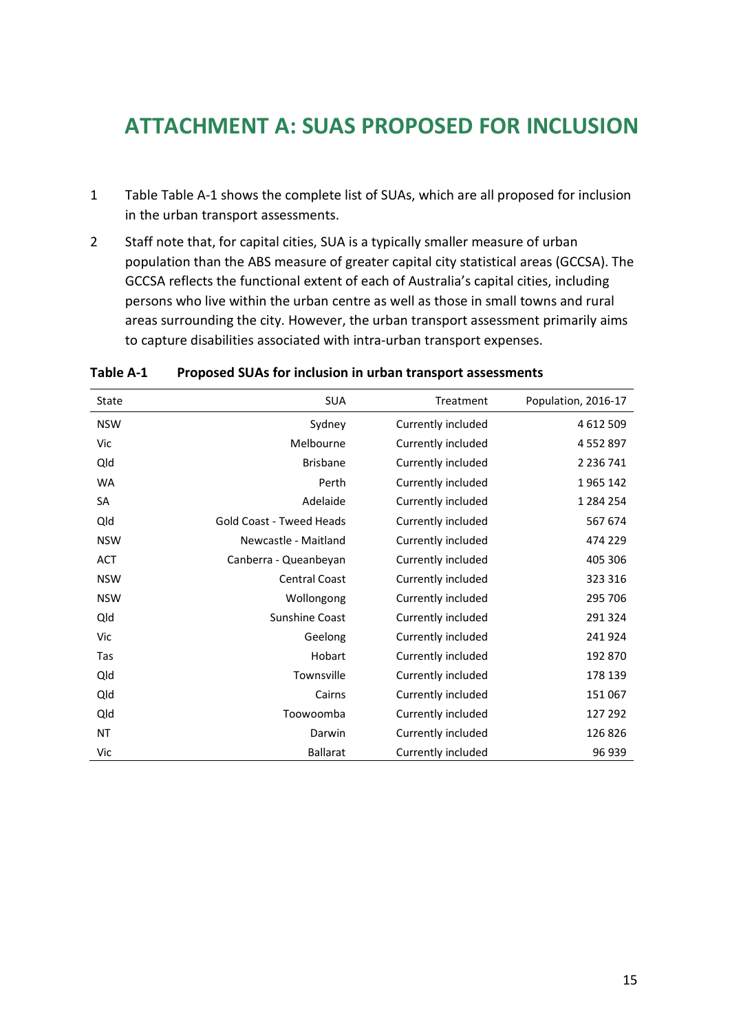# ATTACHMENT A: SUAS PROPOSED FOR INCLUSION

1. Table Table A-1 shows the complete list of SUAs, which are all proposed for inclusion in the urban transport assessments.

2. Staff note that, for capital cities, SUA is a typically smaller measure of urban population than the ABS measure of greater capital city statistical areas (GCCSA). The GCCSA reflects the functional extent of each of Australia's capital cities, including persons who live within the urban centre as well as those in small towns and rural areas surrounding the city. However, the urban transport assessment primarily aims to capture disabilities associated with intra-urban transport expenses.

**Table A-1 Proposed SUAs for inclusion in urban transport assessments**

| State | SUA | Treatment | Population, 2016-17 |
|---|---:|---|---:|
| NSW | Sydney | Currently included | 4 612 509 |
| Vic | Melbourne | Currently included | 4 552 897 |
| Qld | Brisbane | Currently included | 2 236 741 |
| WA | Perth | Currently included | 1 965 142 |
| SA | Adelaide | Currently included | 1 284 254 |
| Qld | Gold Coast - Tweed Heads | Currently included | 567 674 |
| NSW | Newcastle - Maitland | Currently included | 474 229 |
| ACT | Canberra - Queanbeyan | Currently included | 405 306 |
| NSW | Central Coast | Currently included | 323 316 |
| NSW | Wollongong | Currently included | 295 706 |
| Qld | Sunshine Coast | Currently included | 291 324 |
| Vic | Geelong | Currently included | 241 924 |
| Tas | Hobart | Currently included | 192 870 |
| Qld | Townsville | Currently included | 178 139 |
| Qld | Cairns | Currently included | 151 067 |
| Qld | Toowoomba | Currently included | 127 292 |
| NT | Darwin | Currently included | 126 826 |
| Vic | Ballarat | Currently included | 96 939 |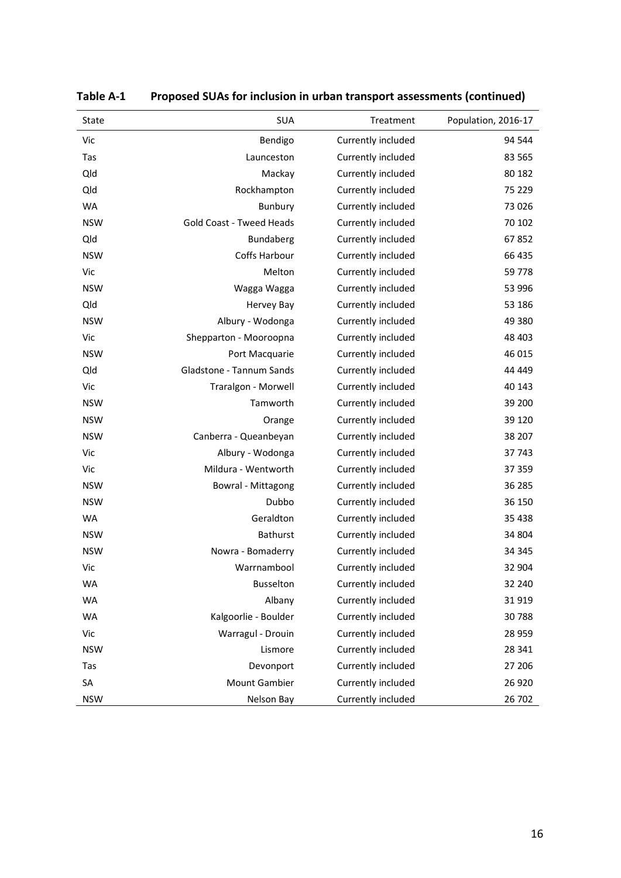**Table A-1 Proposed SUAs for inclusion in urban transport assessments (continued)**

| State | SUA | Treatment | Population, 2016-17 |
|---|---|---|---|
| Vic | Bendigo | Currently included | 94 544 |
| Tas | Launceston | Currently included | 83 565 |
| Qld | Mackay | Currently included | 80 182 |
| Qld | Rockhampton | Currently included | 75 229 |
| WA | Bunbury | Currently included | 73 026 |
| NSW | Gold Coast - Tweed Heads | Currently included | 70 102 |
| Qld | Bundaberg | Currently included | 67 852 |
| NSW | Coffs Harbour | Currently included | 66 435 |
| Vic | Melton | Currently included | 59 778 |
| NSW | Wagga Wagga | Currently included | 53 996 |
| Qld | Hervey Bay | Currently included | 53 186 |
| NSW | Albury - Wodonga | Currently included | 49 380 |
| Vic | Shepparton - Mooroopna | Currently included | 48 403 |
| NSW | Port Macquarie | Currently included | 46 015 |
| Qld | Gladstone - Tannum Sands | Currently included | 44 449 |
| Vic | Traralgon - Morwell | Currently included | 40 143 |
| NSW | Tamworth | Currently included | 39 200 |
| NSW | Orange | Currently included | 39 120 |
| NSW | Canberra - Queanbeyan | Currently included | 38 207 |
| Vic | Albury - Wodonga | Currently included | 37 743 |
| Vic | Mildura - Wentworth | Currently included | 37 359 |
| NSW | Bowral - Mittagong | Currently included | 36 285 |
| NSW | Dubbo | Currently included | 36 150 |
| WA | Geraldton | Currently included | 35 438 |
| NSW | Bathurst | Currently included | 34 804 |
| NSW | Nowra - Bomaderry | Currently included | 34 345 |
| Vic | Warrnambool | Currently included | 32 904 |
| WA | Busselton | Currently included | 32 240 |
| WA | Albany | Currently included | 31 919 |
| WA | Kalgoorlie - Boulder | Currently included | 30 788 |
| Vic | Warragul - Drouin | Currently included | 28 959 |
| NSW | Lismore | Currently included | 28 341 |
| Tas | Devonport | Currently included | 27 206 |
| SA | Mount Gambier | Currently included | 26 920 |
| NSW | Nelson Bay | Currently included | 26 702 |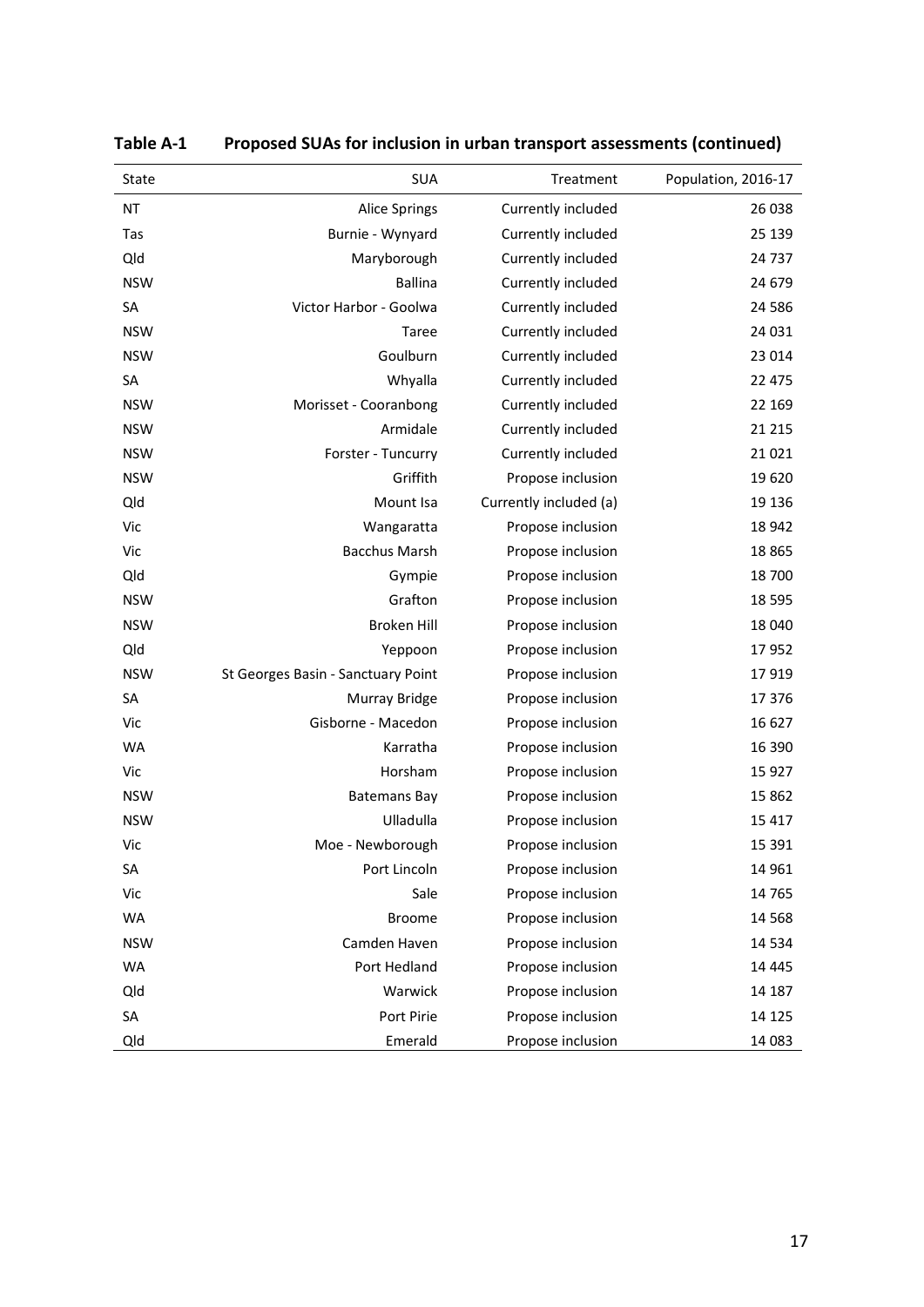**Table A-1 Proposed SUAs for inclusion in urban transport assessments (continued)**

| State | SUA | Treatment | Population, 2016-17 |
|---|---|---|---|
| NT | Alice Springs | Currently included | 26 038 |
| Tas | Burnie - Wynyard | Currently included | 25 139 |
| Qld | Maryborough | Currently included | 24 737 |
| NSW | Ballina | Currently included | 24 679 |
| SA | Victor Harbor - Goolwa | Currently included | 24 586 |
| NSW | Taree | Currently included | 24 031 |
| NSW | Goulburn | Currently included | 23 014 |
| SA | Whyalla | Currently included | 22 475 |
| NSW | Morisset - Cooranbong | Currently included | 22 169 |
| NSW | Armidale | Currently included | 21 215 |
| NSW | Forster - Tuncurry | Currently included | 21 021 |
| NSW | Griffith | Propose inclusion | 19 620 |
| Qld | Mount Isa | Currently included (a) | 19 136 |
| Vic | Wangaratta | Propose inclusion | 18 942 |
| Vic | Bacchus Marsh | Propose inclusion | 18 865 |
| Qld | Gympie | Propose inclusion | 18 700 |
| NSW | Grafton | Propose inclusion | 18 595 |
| NSW | Broken Hill | Propose inclusion | 18 040 |
| Qld | Yeppoon | Propose inclusion | 17 952 |
| NSW | St Georges Basin - Sanctuary Point | Propose inclusion | 17 919 |
| SA | Murray Bridge | Propose inclusion | 17 376 |
| Vic | Gisborne - Macedon | Propose inclusion | 16 627 |
| WA | Karratha | Propose inclusion | 16 390 |
| Vic | Horsham | Propose inclusion | 15 927 |
| NSW | Batemans Bay | Propose inclusion | 15 862 |
| NSW | Ulladulla | Propose inclusion | 15 417 |
| Vic | Moe - Newborough | Propose inclusion | 15 391 |
| SA | Port Lincoln | Propose inclusion | 14 961 |
| Vic | Sale | Propose inclusion | 14 765 |
| WA | Broome | Propose inclusion | 14 568 |
| NSW | Camden Haven | Propose inclusion | 14 534 |
| WA | Port Hedland | Propose inclusion | 14 445 |
| Qld | Warwick | Propose inclusion | 14 187 |
| SA | Port Pirie | Propose inclusion | 14 125 |
| Qld | Emerald | Propose inclusion | 14 083 |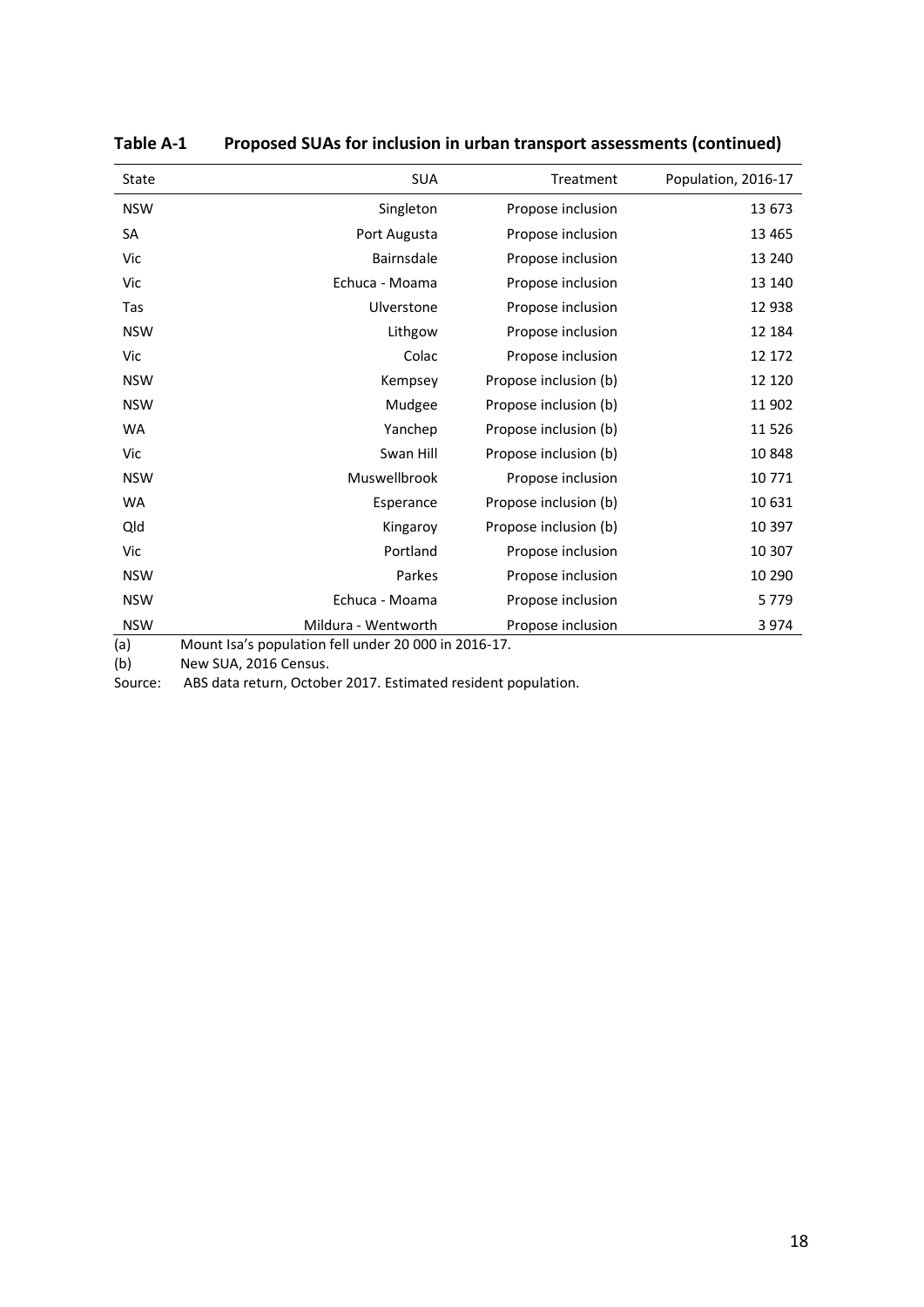**Table A-1 Proposed SUAs for inclusion in urban transport assessments (continued)**

| State | SUA | Treatment | Population, 2016-17 |
|---|---|---|---|
| NSW | Singleton | Propose inclusion | 13 673 |
| SA | Port Augusta | Propose inclusion | 13 465 |
| Vic | Bairnsdale | Propose inclusion | 13 240 |
| Vic | Echuca - Moama | Propose inclusion | 13 140 |
| Tas | Ulverstone | Propose inclusion | 12 938 |
| NSW | Lithgow | Propose inclusion | 12 184 |
| Vic | Colac | Propose inclusion | 12 172 |
| NSW | Kempsey | Propose inclusion (b) | 12 120 |
| NSW | Mudgee | Propose inclusion (b) | 11 902 |
| WA | Yanchep | Propose inclusion (b) | 11 526 |
| Vic | Swan Hill | Propose inclusion (b) | 10 848 |
| NSW | Muswellbrook | Propose inclusion | 10 771 |
| WA | Esperance | Propose inclusion (b) | 10 631 |
| Qld | Kingaroy | Propose inclusion (b) | 10 397 |
| Vic | Portland | Propose inclusion | 10 307 |
| NSW | Parkes | Propose inclusion | 10 290 |
| NSW | Echuca - Moama | Propose inclusion | 5 779 |
| NSW | Mildura - Wentworth | Propose inclusion | 3 974 |

(a) Mount Isa's population fell under 20 000 in 2016-17.

(b) New SUA, 2016 Census.

Source: ABS data return, October 2017. Estimated resident population.